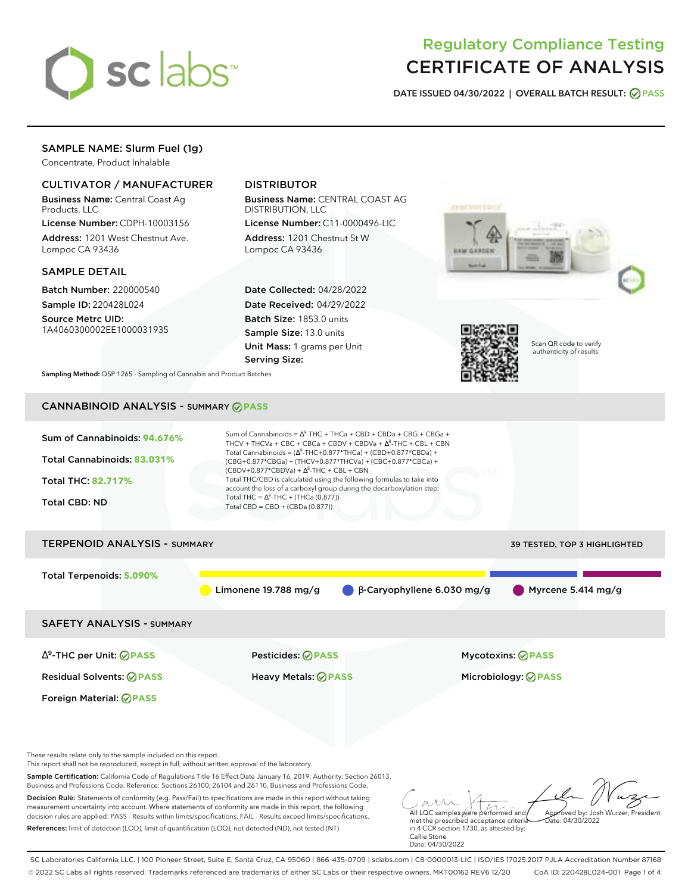# Regulatory Compliance Testing
# CERTIFICATE OF ANALYSIS

**DATE ISSUED 04/30/2022 | OVERALL BATCH RESULT: PASS**

## SAMPLE NAME: Slurm Fuel (1g)

Concentrate, Product Inhalable

### CULTIVATOR / MANUFACTURER

**Business Name:** Central Coast Ag Products, LLC

**License Number:** CDPH-10003156

**Address:** 1201 West Chestnut Ave. Lompoc CA 93436

### DISTRIBUTOR

**Business Name:** CENTRAL COAST AG DISTRIBUTION, LLC

**License Number:** C11-0000496-LIC

**Address:** 1201 Chestnut St W Lompoc CA 93436

### SAMPLE DETAIL

**Batch Number:** 220000540

**Sample ID:** 220428L024

**Source Metrc UID:** 1A4060300002EE1000031935

**Date Collected:** 04/28/2022

**Date Received:** 04/29/2022

**Batch Size:** 1853.0 units

**Sample Size:** 13.0 units

**Unit Mass:** 1 grams per Unit

**Serving Size:**

Scan QR code to verify authenticity of results.

**Sampling Method:** QSP 1265 - Sampling of Cannabis and Product Batches

## CANNABINOID ANALYSIS - SUMMARY PASS

**Sum of Cannabinoids: 94.676%**

**Total Cannabinoids: 83.031%**

**Total THC: 82.717%**

**Total CBD: ND**

Sum of Cannabinoids = $\Delta^9$-THC + THCa + CBD + CBDa + CBG + CBGa + THCV + THCVa + CBC + CBCa + CBDV + CBDVa + $\Delta^8$-THC + CBL + CBN

Total Cannabinoids = ($\Delta^9$-THC+0.877*THCa) + (CBD+0.877*CBDa) + (CBG+0.877*CBGa) + (THCV+0.877*THCVa) + (CBC+0.877*CBCa) + (CBDV+0.877*CBDVa) + $\Delta^8$-THC + CBL + CBN

Total THC/CBD is calculated using the following formulas to take into account the loss of a carboxyl group during the decarboxylation step:

Total THC = $\Delta^9$-THC + (THCa (0.877))

Total CBD = CBD + (CBDa (0.877))

## TERPENOID ANALYSIS - SUMMARY

39 TESTED, TOP 3 HIGHLIGHTED

**Total Terpenoids: 5.090%**

Limonene 19.788 mg/g | β-Caryophyllene 6.030 mg/g | Myrcene 5.414 mg/g

## SAFETY ANALYSIS - SUMMARY

| | | |
|---|---|---|
| $\Delta^9$-THC per Unit: PASS | Pesticides: PASS | Mycotoxins: PASS |
| Residual Solvents: PASS | Heavy Metals: PASS | Microbiology: PASS |
| Foreign Material: PASS | | |

These results relate only to the sample included on this report.
This report shall not be reproduced, except in full, without written approval of the laboratory.

**Sample Certification:** California Code of Regulations Title 16 Effect Date January 16, 2019. Authority: Section 26013, Business and Professions Code. Reference: Sections 26100, 26104 and 26110, Business and Professions Code.

**Decision Rule:** Statements of conformity (e.g. Pass/Fail) to specifications are made in this report without taking measurement uncertainty into account. Where statements of conformity are made in this report, the following decision rules are applied: PASS - Results within limits/specifications, FAIL - Results exceed limits/specifications.

**References:** limit of detection (LOD), limit of quantification (LOQ), not detected (ND), not tested (NT)

All LQC samples were performed and met the prescribed acceptance criteria in 4 CCR section 1730, as attested by: Callie Stone Date: 04/30/2022

Approved by: Josh Wurzer, President Date: 04/30/2022

SC Laboratories California LLC. | 100 Pioneer Street, Suite E, Santa Cruz, CA 95060 | 866-435-0709 | sclabs.com | C8-0000013-LIC | ISO/IES 17025:2017 PJLA Accreditation Number 87168
© 2022 SC Labs all rights reserved. Trademarks referenced are trademarks of either SC Labs or their respective owners. MKT00162 REV6 12/20 CoA ID: 220428L024-001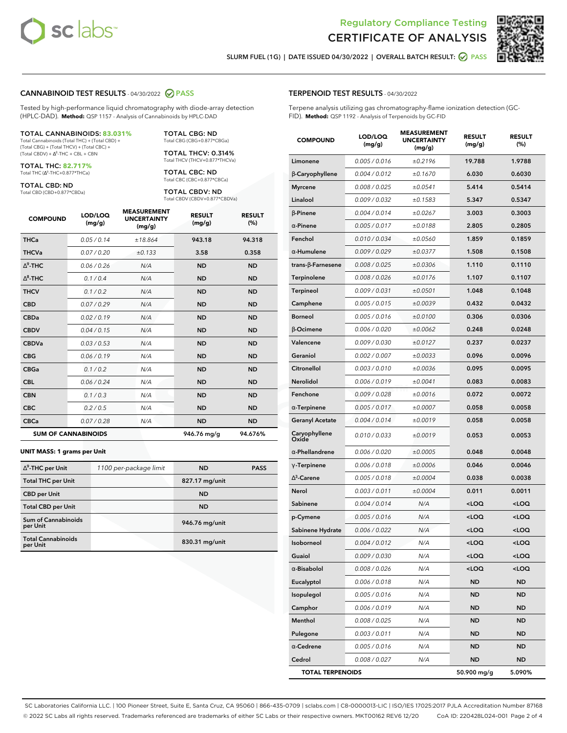# Regulatory Compliance Testing
## CERTIFICATE OF ANALYSIS

SLURM FUEL (1G) | DATE ISSUED 04/30/2022 | OVERALL BATCH RESULT: PASS

### CANNABINOID TEST RESULTS - 04/30/2022 PASS

Tested by high-performance liquid chromatography with diode-array detection (HPLC-DAD). **Method:** QSP 1157 - Analysis of Cannabinoids by HPLC-DAD

**TOTAL CANNABINOIDS: 83.031%**
Total Cannabinoids (Total THC) + (Total CBD) + (Total CBG) + (Total THCV) + (Total CBC) + (Total CBDV) + Δ8-THC + CBL + CBN

**TOTAL THC: 82.717%**
Total THC (Δ9-THC+0.877*THCa)

**TOTAL CBD: ND**
Total CBD (CBD+0.877*CBDa)

**TOTAL CBG: ND**
Total CBG (CBG+0.877*CBGa)

**TOTAL THCV: 0.314%**
Total THCV (THCV+0.877*THCVa)

**TOTAL CBC: ND**
Total CBC (CBC+0.877*CBCa)

**TOTAL CBDV: ND**
Total CBDV (CBDV+0.877*CBDVa)

| COMPOUND | LOD/LOQ (mg/g) | MEASUREMENT UNCERTAINTY (mg/g) | RESULT (mg/g) | RESULT (%) |
|---|---|---|---|---|
| THCa | 0.05 / 0.14 | ±18.864 | 943.18 | 94.318 |
| THCVa | 0.07 / 0.20 | ±0.133 | 3.58 | 0.358 |
| Δ9-THC | 0.06 / 0.26 | N/A | ND | ND |
| Δ8-THC | 0.1 / 0.4 | N/A | ND | ND |
| THCV | 0.1 / 0.2 | N/A | ND | ND |
| CBD | 0.07 / 0.29 | N/A | ND | ND |
| CBDa | 0.02 / 0.19 | N/A | ND | ND |
| CBDV | 0.04 / 0.15 | N/A | ND | ND |
| CBDVa | 0.03 / 0.53 | N/A | ND | ND |
| CBG | 0.06 / 0.19 | N/A | ND | ND |
| CBGa | 0.1 / 0.2 | N/A | ND | ND |
| CBL | 0.06 / 0.24 | N/A | ND | ND |
| CBN | 0.1 / 0.3 | N/A | ND | ND |
| CBC | 0.2 / 0.5 | N/A | ND | ND |
| CBCa | 0.07 / 0.28 | N/A | ND | ND |
| **SUM OF CANNABINOIDS** | | | 946.76 mg/g | 94.676% |

**UNIT MASS: 1 grams per Unit**

| | | | |
|---|---|---|---|
| Δ9-THC per Unit | 1100 per-package limit | ND | PASS |
| Total THC per Unit | | 827.17 mg/unit | |
| CBD per Unit | | ND | |
| Total CBD per Unit | | ND | |
| Sum of Cannabinoids per Unit | | 946.76 mg/unit | |
| Total Cannabinoids per Unit | | 830.31 mg/unit | |

### TERPENOID TEST RESULTS - 04/30/2022

Terpene analysis utilizing gas chromatography-flame ionization detection (GC-FID). **Method:** QSP 1192 - Analysis of Terpenoids by GC-FID

| COMPOUND | LOD/LOQ (mg/g) | MEASUREMENT UNCERTAINTY (mg/g) | RESULT (mg/g) | RESULT (%) |
|---|---|---|---|---|
| Limonene | 0.005 / 0.016 | ±0.2196 | 19.788 | 1.9788 |
| β-Caryophyllene | 0.004 / 0.012 | ±0.1670 | 6.030 | 0.6030 |
| Myrcene | 0.008 / 0.025 | ±0.0541 | 5.414 | 0.5414 |
| Linalool | 0.009 / 0.032 | ±0.1583 | 5.347 | 0.5347 |
| β-Pinene | 0.004 / 0.014 | ±0.0267 | 3.003 | 0.3003 |
| α-Pinene | 0.005 / 0.017 | ±0.0188 | 2.805 | 0.2805 |
| Fenchol | 0.010 / 0.034 | ±0.0560 | 1.859 | 0.1859 |
| α-Humulene | 0.009 / 0.029 | ±0.0377 | 1.508 | 0.1508 |
| trans-β-Farnesene | 0.008 / 0.025 | ±0.0306 | 1.110 | 0.1110 |
| Terpinolene | 0.008 / 0.026 | ±0.0176 | 1.107 | 0.1107 |
| Terpineol | 0.009 / 0.031 | ±0.0501 | 1.048 | 0.1048 |
| Camphene | 0.005 / 0.015 | ±0.0039 | 0.432 | 0.0432 |
| Borneol | 0.005 / 0.016 | ±0.0100 | 0.306 | 0.0306 |
| β-Ocimene | 0.006 / 0.020 | ±0.0062 | 0.248 | 0.0248 |
| Valencene | 0.009 / 0.030 | ±0.0127 | 0.237 | 0.0237 |
| Geraniol | 0.002 / 0.007 | ±0.0033 | 0.096 | 0.0096 |
| Citronellol | 0.003 / 0.010 | ±0.0036 | 0.095 | 0.0095 |
| Nerolidol | 0.006 / 0.019 | ±0.0041 | 0.083 | 0.0083 |
| Fenchone | 0.009 / 0.028 | ±0.0016 | 0.072 | 0.0072 |
| α-Terpinene | 0.005 / 0.017 | ±0.0007 | 0.058 | 0.0058 |
| Geranyl Acetate | 0.004 / 0.014 | ±0.0019 | 0.058 | 0.0058 |
| Caryophyllene Oxide | 0.010 / 0.033 | ±0.0019 | 0.053 | 0.0053 |
| α-Phellandrene | 0.006 / 0.020 | ±0.0005 | 0.048 | 0.0048 |
| γ-Terpinene | 0.006 / 0.018 | ±0.0006 | 0.046 | 0.0046 |
| Δ3-Carene | 0.005 / 0.018 | ±0.0004 | 0.038 | 0.0038 |
| Nerol | 0.003 / 0.011 | ±0.0004 | 0.011 | 0.0011 |
| Sabinene | 0.004 / 0.014 | N/A | <LOQ | <LOQ |
| p-Cymene | 0.005 / 0.016 | N/A | <LOQ | <LOQ |
| Sabinene Hydrate | 0.006 / 0.022 | N/A | <LOQ | <LOQ |
| Isoborneol | 0.004 / 0.012 | N/A | <LOQ | <LOQ |
| Guaiol | 0.009 / 0.030 | N/A | <LOQ | <LOQ |
| α-Bisabolol | 0.008 / 0.026 | N/A | <LOQ | <LOQ |
| Eucalyptol | 0.006 / 0.018 | N/A | ND | ND |
| Isopulegol | 0.005 / 0.016 | N/A | ND | ND |
| Camphor | 0.006 / 0.019 | N/A | ND | ND |
| Menthol | 0.008 / 0.025 | N/A | ND | ND |
| Pulegone | 0.003 / 0.011 | N/A | ND | ND |
| α-Cedrene | 0.005 / 0.016 | N/A | ND | ND |
| Cedrol | 0.008 / 0.027 | N/A | ND | ND |
| **TOTAL TERPENOIDS** | | | 50.900 mg/g | 5.090% |

SC Laboratories California LLC. | 100 Pioneer Street, Suite E, Santa Cruz, CA 95060 | 866-435-0709 | sclabs.com | C8-0000013-LIC | ISO/IES 17025:2017 PJLA Accreditation Number 87168
© 2022 SC Labs all rights reserved. Trademarks referenced are trademarks of either SC Labs or their respective owners. MKT00162 REV6 12/20 CoA ID: 220428L024-001